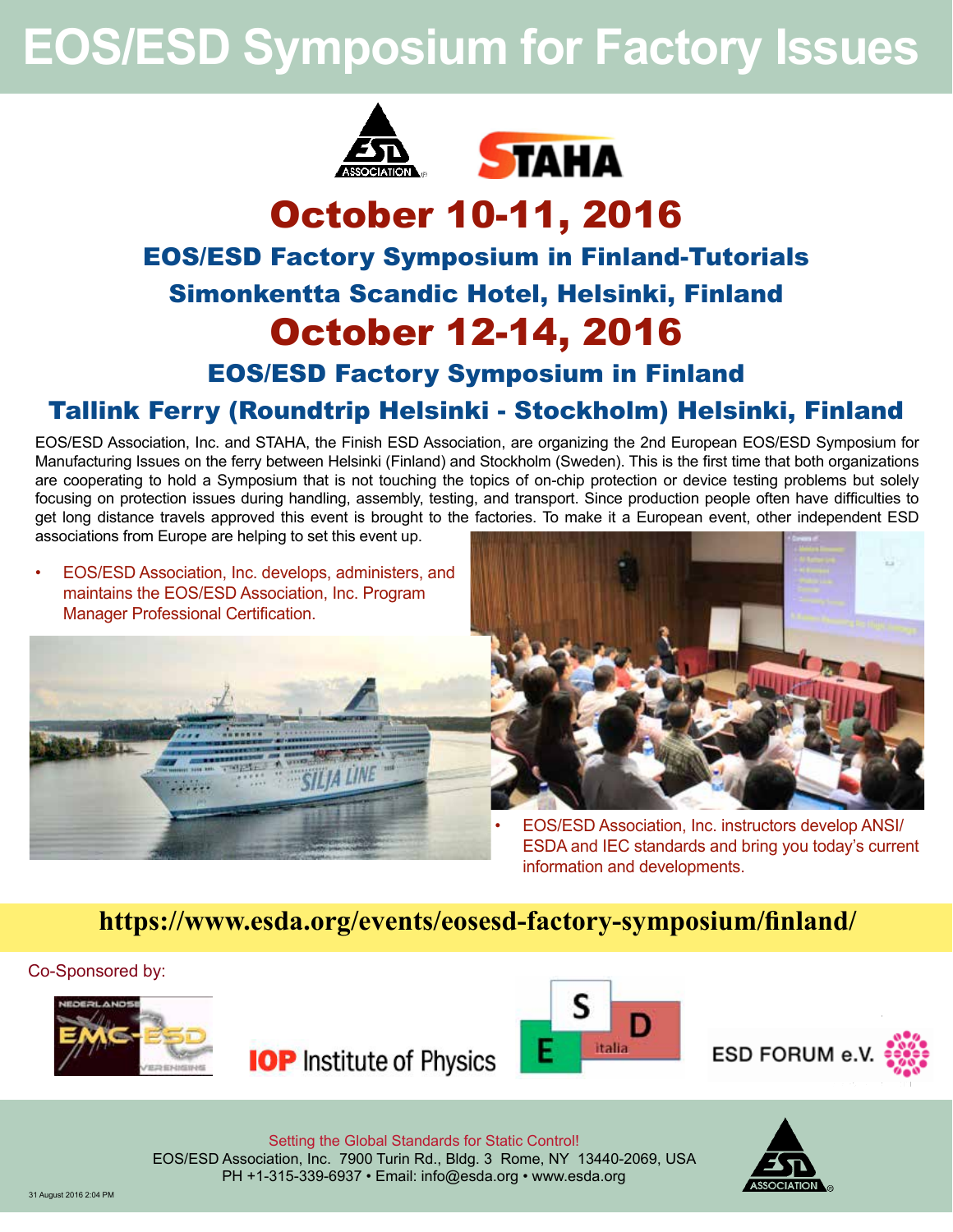# EOS/ESD Symposium for Factory Issues

## October 10-11, 2016

### EOS/ESD Factory Symposium in Finland-Tutorials

### Simonkentta Scandic Hotel, Helsinki, Finland

## October 12-14, 2016

### EOS/ESD Factory Symposium in Finland

### Tallink Ferry (Roundtrip Helsinki - Stockholm) Helsinki, Finland

EOS/ESD Association, Inc. and STAHA, the Finish ESD Association, are organizing the 2nd European EOS/ESD Symposium for Manufacturing Issues on the ferry between Helsinki (Finland) and Stockholm (Sweden). This is the first time that both organizations are cooperating to hold a Symposium that is not touching the topics of on-chip protection or device testing problems but solely focusing on protection issues during handling, assembly, testing, and transport. Since production people often have difficulties to get long distance travels approved this event is brought to the factories. To make it a European event, other independent ESD associations from Europe are helping to set this event up.

- EOS/ESD Association, Inc. develops, administers, and maintains the EOS/ESD Association, Inc. Program Manager Professional Certification.

- EOS/ESD Association, Inc. instructors develop ANSI/ ESDA and IEC standards and bring you today's current information and developments.

**https://www.esda.org/events/eosesd-factory-symposium/finland/**

Co-Sponsored by:

Nederlandse EMC-ESD Vereniging • IOP Institute of Physics • ESD italia • ESD FORUM e.V.

Setting the Global Standards for Static Control!

EOS/ESD Association, Inc. 7900 Turin Rd., Bldg. 3 Rome, NY 13440-2069, USA

PH +1-315-339-6937 • Email: info@esda.org • www.esda.org

31 August 2016 2:04 PM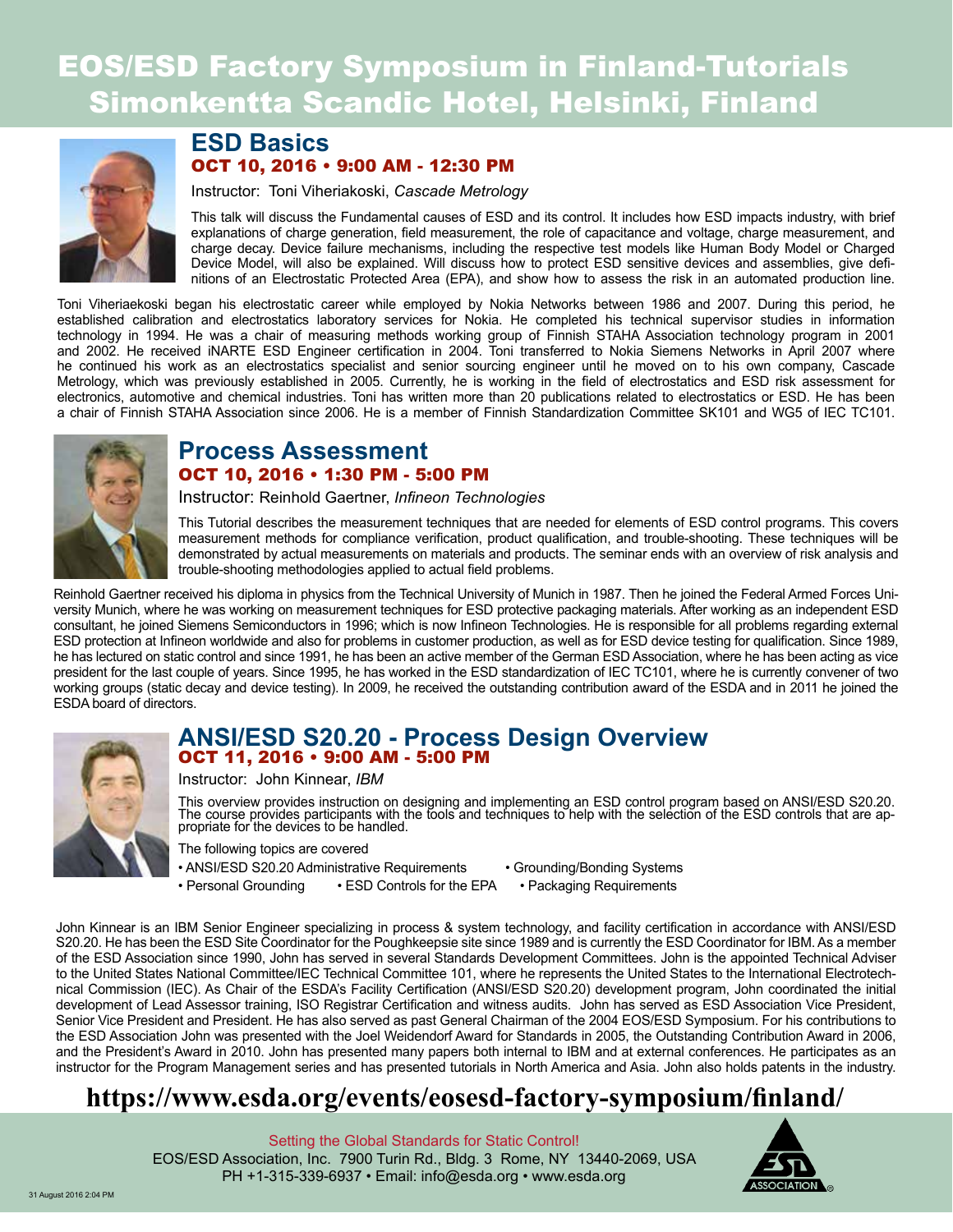# EOS/ESD Factory Symposium in Finland-Tutorials
# Simonkentta Scandic Hotel, Helsinki, Finland

## ESD Basics

**OCT 10, 2016 • 9:00 AM - 12:30 PM**

Instructor: Toni Viheriakoski, *Cascade Metrology*

This talk will discuss the Fundamental causes of ESD and its control. It includes how ESD impacts industry, with brief explanations of charge generation, field measurement, the role of capacitance and voltage, charge measurement, and charge decay. Device failure mechanisms, including the respective test models like Human Body Model or Charged Device Model, will also be explained. Will discuss how to protect ESD sensitive devices and assemblies, give definitions of an Electrostatic Protected Area (EPA), and show how to assess the risk in an automated production line.

Toni Viheriaekoski began his electrostatic career while employed by Nokia Networks between 1986 and 2007. During this period, he established calibration and electrostatics laboratory services for Nokia. He completed his technical supervisor studies in information technology in 1994. He was a chair of measuring methods working group of Finnish STAHA Association technology program in 2001 and 2002. He received iNARTE ESD Engineer certification in 2004. Toni transferred to Nokia Siemens Networks in April 2007 where he continued his work as an electrostatics specialist and senior sourcing engineer until he moved on to his own company, Cascade Metrology, which was previously established in 2005. Currently, he is working in the field of electrostatics and ESD risk assessment for electronics, automotive and chemical industries. Toni has written more than 20 publications related to electrostatics or ESD. He has been a chair of Finnish STAHA Association since 2006. He is a member of Finnish Standardization Committee SK101 and WG5 of IEC TC101.

## Process Assessment

**OCT 10, 2016 • 1:30 PM - 5:00 PM**

Instructor: Reinhold Gaertner, *Infineon Technologies*

This Tutorial describes the measurement techniques that are needed for elements of ESD control programs. This covers measurement methods for compliance verification, product qualification, and trouble-shooting. These techniques will be demonstrated by actual measurements on materials and products. The seminar ends with an overview of risk analysis and trouble-shooting methodologies applied to actual field problems.

Reinhold Gaertner received his diploma in physics from the Technical University of Munich in 1987. Then he joined the Federal Armed Forces University Munich, where he was working on measurement techniques for ESD protective packaging materials. After working as an independent ESD consultant, he joined Siemens Semiconductors in 1996; which is now Infineon Technologies. He is responsible for all problems regarding external ESD protection at Infineon worldwide and also for problems in customer production, as well as for ESD device testing for qualification. Since 1989, he has lectured on static control and since 1991, he has been an active member of the German ESD Association, where he has been acting as vice president for the last couple of years. Since 1995, he has worked in the ESD standardization of IEC TC101, where he is currently convener of two working groups (static decay and device testing). In 2009, he received the outstanding contribution award of the ESDA and in 2011 he joined the ESDA board of directors.

## ANSI/ESD S20.20 - Process Design Overview

**OCT 11, 2016 • 9:00 AM - 5:00 PM**

Instructor: John Kinnear, *IBM*

This overview provides instruction on designing and implementing an ESD control program based on ANSI/ESD S20.20. The course provides participants with the tools and techniques to help with the selection of the ESD controls that are appropriate for the devices to be handled.

The following topics are covered

- ANSI/ESD S20.20 Administrative Requirements
- Grounding/Bonding Systems
- Personal Grounding
- ESD Controls for the EPA
- Packaging Requirements

John Kinnear is an IBM Senior Engineer specializing in process & system technology, and facility certification in accordance with ANSI/ESD S20.20. He has been the ESD Site Coordinator for the Poughkeepsie site since 1989 and is currently the ESD Coordinator for IBM. As a member of the ESD Association since 1990, John has served in several Standards Development Committees. John is the appointed Technical Adviser to the United States National Committee/IEC Technical Committee 101, where he represents the United States to the International Electrotechnical Commission (IEC). As Chair of the ESDA's Facility Certification (ANSI/ESD S20.20) development program, John coordinated the initial development of Lead Assessor training, ISO Registrar Certification and witness audits. John has served as ESD Association Vice President, Senior Vice President and President. He has also served as past General Chairman of the 2004 EOS/ESD Symposium. For his contributions to the ESD Association John was presented with the Joel Weidendorf Award for Standards in 2005, the Outstanding Contribution Award in 2006, and the President's Award in 2010. John has presented many papers both internal to IBM and at external conferences. He participates as an instructor for the Program Management series and has presented tutorials in North America and Asia. John also holds patents in the industry.

**https://www.esda.org/events/eosesd-factory-symposium/finland/**

Setting the Global Standards for Static Control!

EOS/ESD Association, Inc. 7900 Turin Rd., Bldg. 3 Rome, NY 13440-2069, USA

PH +1-315-339-6937 • Email: info@esda.org • www.esda.org

31 August 2016 2:04 PM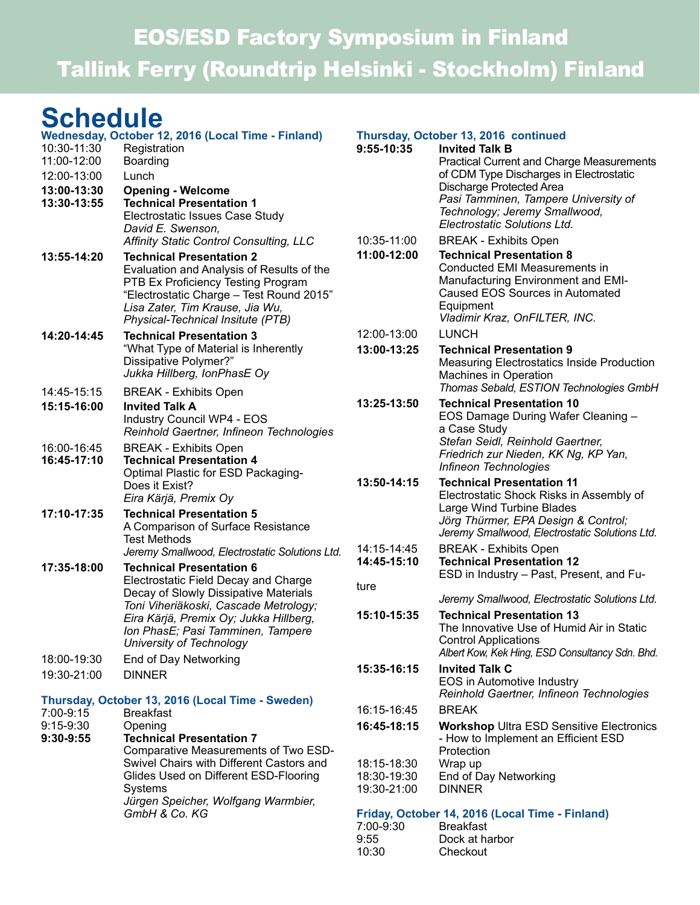# EOS/ESD Factory Symposium in Finland
# Tallink Ferry (Roundtrip Helsinki - Stockholm) Finland

## Schedule

### Wednesday, October 12, 2016 (Local Time - Finland)

| Time | Event |
|---|---|
| 10:30-11:30 | Registration |
| 11:00-12:00 | Boarding |
| 12:00-13:00 | Lunch |
| **13:00-13:30** | **Opening - Welcome** |
| **13:30-13:55** | **Technical Presentation 1**<br>Electrostatic Issues Case Study<br>*David E. Swenson, Affinity Static Control Consulting, LLC* |
| **13:55-14:20** | **Technical Presentation 2**<br>Evaluation and Analysis of Results of the PTB Ex Proficiency Testing Program "Electrostatic Charge – Test Round 2015"<br>*Lisa Zater, Tim Krause, Jia Wu, Physical-Technical Insitute (PTB)* |
| **14:20-14:45** | **Technical Presentation 3**<br>"What Type of Material is Inherently Dissipative Polymer?"<br>*Jukka Hillberg, IonPhasE Oy* |
| 14:45-15:15 | BREAK - Exhibits Open |
| **15:15-16:00** | **Invited Talk A**<br>Industry Council WP4 - EOS<br>*Reinhold Gaertner, Infineon Technologies* |
| 16:00-16:45 | BREAK - Exhibits Open |
| **16:45-17:10** | **Technical Presentation 4**<br>Optimal Plastic for ESD Packaging- Does it Exist?<br>*Eira Kärjä, Premix Oy* |
| **17:10-17:35** | **Technical Presentation 5**<br>A Comparison of Surface Resistance Test Methods<br>*Jeremy Smallwood, Electrostatic Solutions Ltd.* |
| **17:35-18:00** | **Technical Presentation 6**<br>Electrostatic Field Decay and Charge Decay of Slowly Dissipative Materials<br>*Toni Viheriäkoski, Cascade Metrology; Eira Kärjä, Premix Oy; Jukka Hillberg, Ion PhasE; Pasi Tamminen, Tampere University of Technology* |
| 18:00-19:30 | End of Day Networking |
| 19:30-21:00 | DINNER |

### Thursday, October 13, 2016 (Local Time - Sweden)

| Time | Event |
|---|---|
| 7:00-9:15 | Breakfast |
| 9:15-9:30 | Opening |
| **9:30-9:55** | **Technical Presentation 7**<br>Comparative Measurements of Two ESD-Swivel Chairs with Different Castors and Glides Used on Different ESD-Flooring Systems<br>*Jürgen Speicher, Wolfgang Warmbier, GmbH & Co. KG* |

### Thursday, October 13, 2016 continued

| Time | Event |
|---|---|
| **9:55-10:35** | **Invited Talk B**<br>Practical Current and Charge Measurements of CDM Type Discharges in Electrostatic Discharge Protected Area<br>*Pasi Tamminen, Tampere University of Technology; Jeremy Smallwood, Electrostatic Solutions Ltd.* |
| 10:35-11:00 | BREAK - Exhibits Open |
| **11:00-12:00** | **Technical Presentation 8**<br>Conducted EMI Measurements in Manufacturing Environment and EMI-Caused EOS Sources in Automated Equipment<br>*Vladimir Kraz, OnFILTER, INC.* |
| 12:00-13:00 | LUNCH |
| **13:00-13:25** | **Technical Presentation 9**<br>Measuring Electrostatics Inside Production Machines in Operation<br>*Thomas Sebald, ESTION Technologies GmbH* |
| **13:25-13:50** | **Technical Presentation 10**<br>EOS Damage During Wafer Cleaning – a Case Study<br>*Stefan Seidl, Reinhold Gaertner, Friedrich zur Nieden, KK Ng, KP Yan, Infineon Technologies* |
| **13:50-14:15** | **Technical Presentation 11**<br>Electrostatic Shock Risks in Assembly of Large Wind Turbine Blades<br>*Jörg Thürmer, EPA Design & Control; Jeremy Smallwood, Electrostatic Solutions Ltd.* |
| 14:15-14:45 | BREAK - Exhibits Open |
| **14:45-15:10** | **Technical Presentation 12**<br>ESD in Industry – Past, Present, and Future<br>*Jeremy Smallwood, Electrostatic Solutions Ltd.* |
| **15:10-15:35** | **Technical Presentation 13**<br>The Innovative Use of Humid Air in Static Control Applications<br>*Albert Kow, Kek Hing, ESD Consultancy Sdn. Bhd.* |
| **15:35-16:15** | **Invited Talk C**<br>EOS in Automotive Industry<br>*Reinhold Gaertner, Infineon Technologies* |
| 16:15-16:45 | BREAK |
| **16:45-18:15** | **Workshop** Ultra ESD Sensitive Electronics - How to Implement an Efficient ESD Protection |
| 18:15-18:30 | Wrap up |
| 18:30-19:30 | End of Day Networking |
| 19:30-21:00 | DINNER |

### Friday, October 14, 2016 (Local Time - Finland)

| Time | Event |
|---|---|
| 7:00-9:30 | Breakfast |
| 9:55 | Dock at harbor |
| 10:30 | Checkout |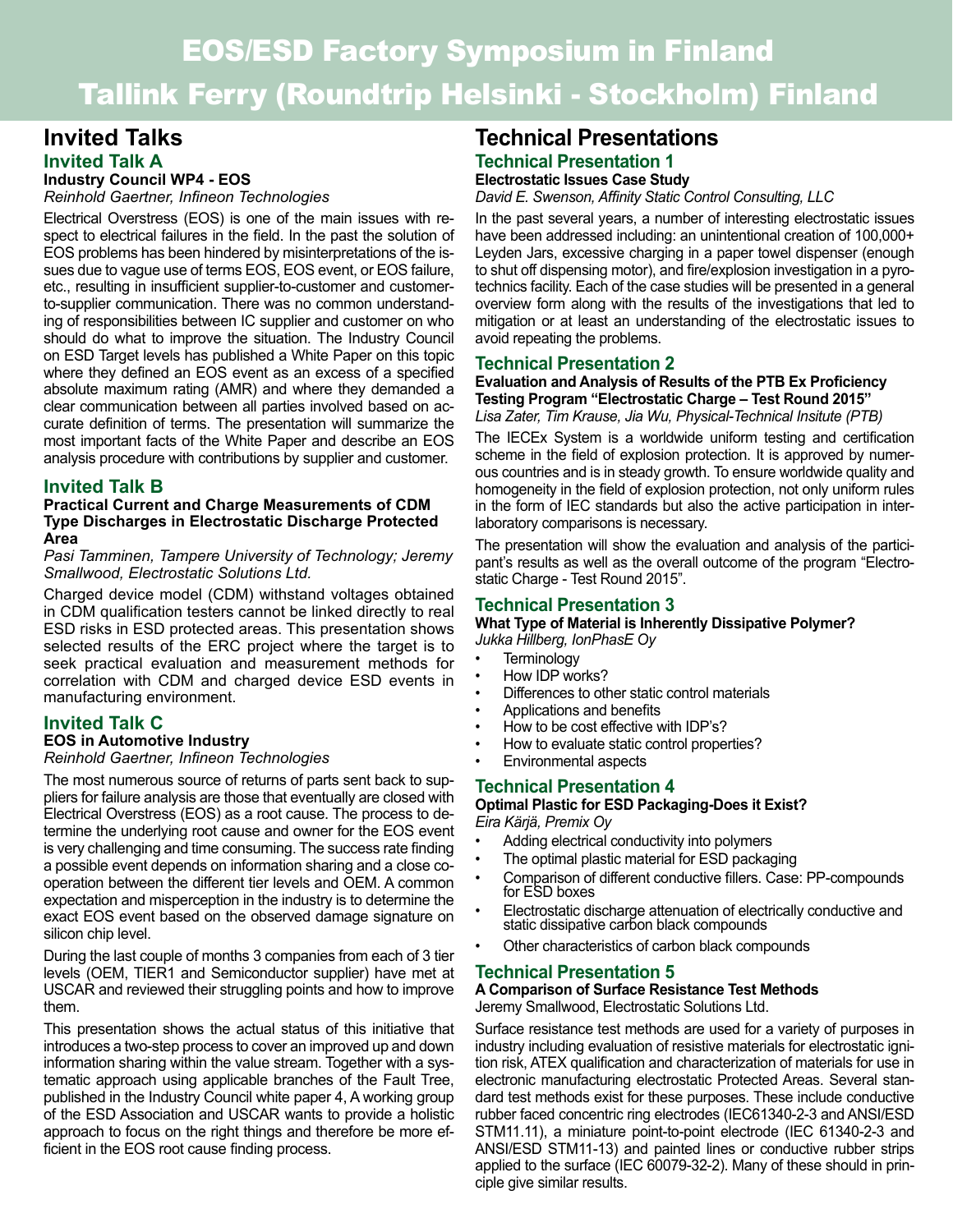# EOS/ESD Factory Symposium in Finland

# Tallink Ferry (Roundtrip Helsinki - Stockholm) Finland

## Invited Talks

### Invited Talk A

**Industry Council WP4 - EOS**

*Reinhold Gaertner, Infineon Technologies*

Electrical Overstress (EOS) is one of the main issues with respect to electrical failures in the field. In the past the solution of EOS problems has been hindered by misinterpretations of the issues due to vague use of terms EOS, EOS event, or EOS failure, etc., resulting in insufficient supplier-to-customer and customer-to-supplier communication. There was no common understanding of responsibilities between IC supplier and customer on who should do what to improve the situation. The Industry Council on ESD Target levels has published a White Paper on this topic where they defined an EOS event as an excess of a specified absolute maximum rating (AMR) and where they demanded a clear communication between all parties involved based on accurate definition of terms. The presentation will summarize the most important facts of the White Paper and describe an EOS analysis procedure with contributions by supplier and customer.

### Invited Talk B

**Practical Current and Charge Measurements of CDM Type Discharges in Electrostatic Discharge Protected Area**

*Pasi Tamminen, Tampere University of Technology; Jeremy Smallwood, Electrostatic Solutions Ltd.*

Charged device model (CDM) withstand voltages obtained in CDM qualification testers cannot be linked directly to real ESD risks in ESD protected areas. This presentation shows selected results of the ERC project where the target is to seek practical evaluation and measurement methods for correlation with CDM and charged device ESD events in manufacturing environment.

### Invited Talk C

**EOS in Automotive Industry**

*Reinhold Gaertner, Infineon Technologies*

The most numerous source of returns of parts sent back to suppliers for failure analysis are those that eventually are closed with Electrical Overstress (EOS) as a root cause. The process to determine the underlying root cause and owner for the EOS event is very challenging and time consuming. The success rate finding a possible event depends on information sharing and a close cooperation between the different tier levels and OEM. A common expectation and misperception in the industry is to determine the exact EOS event based on the observed damage signature on silicon chip level.

During the last couple of months 3 companies from each of 3 tier levels (OEM, TIER1 and Semiconductor supplier) have met at USCAR and reviewed their struggling points and how to improve them.

This presentation shows the actual status of this initiative that introduces a two-step process to cover an improved up and down information sharing within the value stream. Together with a systematic approach using applicable branches of the Fault Tree, published in the Industry Council white paper 4, A working group of the ESD Association and USCAR wants to provide a holistic approach to focus on the right things and therefore be more efficient in the EOS root cause finding process.

## Technical Presentations

### Technical Presentation 1

**Electrostatic Issues Case Study**

*David E. Swenson, Affinity Static Control Consulting, LLC*

In the past several years, a number of interesting electrostatic issues have been addressed including: an unintentional creation of 100,000+ Leyden Jars, excessive charging in a paper towel dispenser (enough to shut off dispensing motor), and fire/explosion investigation in a pyrotechnics facility. Each of the case studies will be presented in a general overview form along with the results of the investigations that led to mitigation or at least an understanding of the electrostatic issues to avoid repeating the problems.

### Technical Presentation 2

**Evaluation and Analysis of Results of the PTB Ex Proficiency Testing Program "Electrostatic Charge – Test Round 2015"**

*Lisa Zater, Tim Krause, Jia Wu, Physical-Technical Insitute (PTB)*

The IECEx System is a worldwide uniform testing and certification scheme in the field of explosion protection. It is approved by numerous countries and is in steady growth. To ensure worldwide quality and homogeneity in the field of explosion protection, not only uniform rules in the form of IEC standards but also the active participation in interlaboratory comparisons is necessary.

The presentation will show the evaluation and analysis of the participant's results as well as the overall outcome of the program "Electrostatic Charge - Test Round 2015".

### Technical Presentation 3

**What Type of Material is Inherently Dissipative Polymer?**

*Jukka Hillberg, IonPhasE Oy*

- Terminology
- How IDP works?
- Differences to other static control materials
- Applications and benefits
- How to be cost effective with IDP's?
- How to evaluate static control properties?
- Environmental aspects

### Technical Presentation 4

**Optimal Plastic for ESD Packaging-Does it Exist?**

*Eira Kärjä, Premix Oy*

- Adding electrical conductivity into polymers
- The optimal plastic material for ESD packaging
- Comparison of different conductive fillers. Case: PP-compounds for ESD boxes
- Electrostatic discharge attenuation of electrically conductive and static dissipative carbon black compounds
- Other characteristics of carbon black compounds

### Technical Presentation 5

**A Comparison of Surface Resistance Test Methods**

Jeremy Smallwood, Electrostatic Solutions Ltd.

Surface resistance test methods are used for a variety of purposes in industry including evaluation of resistive materials for electrostatic ignition risk, ATEX qualification and characterization of materials for use in electronic manufacturing electrostatic Protected Areas. Several standard test methods exist for these purposes. These include conductive rubber faced concentric ring electrodes (IEC61340-2-3 and ANSI/ESD STM11.11), a miniature point-to-point electrode (IEC 61340-2-3 and ANSI/ESD STM11-13) and painted lines or conductive rubber strips applied to the surface (IEC 60079-32-2). Many of these should in principle give similar results.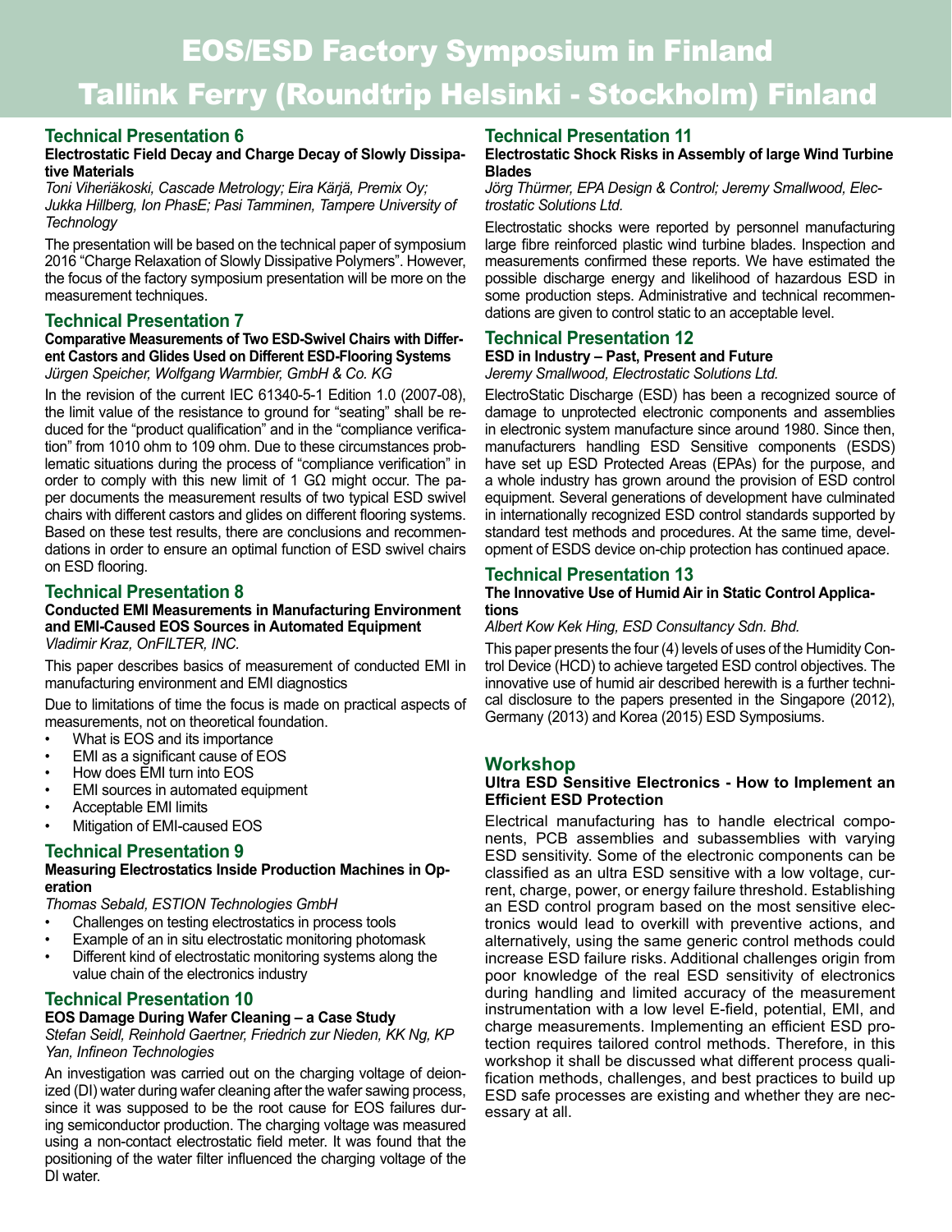# EOS/ESD Factory Symposium in Finland

# Tallink Ferry (Roundtrip Helsinki - Stockholm) Finland

## Technical Presentation 6

**Electrostatic Field Decay and Charge Decay of Slowly Dissipative Materials**

*Toni Viheriäkoski, Cascade Metrology; Eira Kärjä, Premix Oy; Jukka Hillberg, Ion PhasE; Pasi Tamminen, Tampere University of Technology*

The presentation will be based on the technical paper of symposium 2016 "Charge Relaxation of Slowly Dissipative Polymers". However, the focus of the factory symposium presentation will be more on the measurement techniques.

## Technical Presentation 7

**Comparative Measurements of Two ESD-Swivel Chairs with Different Castors and Glides Used on Different ESD-Flooring Systems**

*Jürgen Speicher, Wolfgang Warmbier, GmbH & Co. KG*

In the revision of the current IEC 61340-5-1 Edition 1.0 (2007-08), the limit value of the resistance to ground for "seating" shall be reduced for the "product qualification" and in the "compliance verification" from 1010 ohm to 109 ohm. Due to these circumstances problematic situations during the process of "compliance verification" in order to comply with this new limit of 1 GΩ might occur. The paper documents the measurement results of two typical ESD swivel chairs with different castors and glides on different flooring systems. Based on these test results, there are conclusions and recommendations in order to ensure an optimal function of ESD swivel chairs on ESD flooring.

## Technical Presentation 8

**Conducted EMI Measurements in Manufacturing Environment and EMI-Caused EOS Sources in Automated Equipment**

*Vladimir Kraz, OnFILTER, INC.*

This paper describes basics of measurement of conducted EMI in manufacturing environment and EMI diagnostics

Due to limitations of time the focus is made on practical aspects of measurements, not on theoretical foundation.

- What is EOS and its importance
- EMI as a significant cause of EOS
- How does EMI turn into EOS
- EMI sources in automated equipment
- Acceptable EMI limits
- Mitigation of EMI-caused EOS

## Technical Presentation 9

**Measuring Electrostatics Inside Production Machines in Operation**

*Thomas Sebald, ESTION Technologies GmbH*

- Challenges on testing electrostatics in process tools
- Example of an in situ electrostatic monitoring photomask
- Different kind of electrostatic monitoring systems along the value chain of the electronics industry

## Technical Presentation 10

**EOS Damage During Wafer Cleaning – a Case Study**

*Stefan Seidl, Reinhold Gaertner, Friedrich zur Nieden, KK Ng, KP Yan, Infineon Technologies*

An investigation was carried out on the charging voltage of deionized (DI) water during wafer cleaning after the wafer sawing process, since it was supposed to be the root cause for EOS failures during semiconductor production. The charging voltage was measured using a non-contact electrostatic field meter. It was found that the positioning of the water filter influenced the charging voltage of the DI water.

## Technical Presentation 11

**Electrostatic Shock Risks in Assembly of large Wind Turbine Blades**

*Jörg Thürmer, EPA Design & Control; Jeremy Smallwood, Electrostatic Solutions Ltd.*

Electrostatic shocks were reported by personnel manufacturing large fibre reinforced plastic wind turbine blades. Inspection and measurements confirmed these reports. We have estimated the possible discharge energy and likelihood of hazardous ESD in some production steps. Administrative and technical recommendations are given to control static to an acceptable level.

## Technical Presentation 12

**ESD in Industry – Past, Present and Future**

*Jeremy Smallwood, Electrostatic Solutions Ltd.*

ElectroStatic Discharge (ESD) has been a recognized source of damage to unprotected electronic components and assemblies in electronic system manufacture since around 1980. Since then, manufacturers handling ESD Sensitive components (ESDS) have set up ESD Protected Areas (EPAs) for the purpose, and a whole industry has grown around the provision of ESD control equipment. Several generations of development have culminated in internationally recognized ESD control standards supported by standard test methods and procedures. At the same time, development of ESDS device on-chip protection has continued apace.

## Technical Presentation 13

**The Innovative Use of Humid Air in Static Control Applications**

*Albert Kow Kek Hing, ESD Consultancy Sdn. Bhd.*

This paper presents the four (4) levels of uses of the Humidity Control Device (HCD) to achieve targeted ESD control objectives. The innovative use of humid air described herewith is a further technical disclosure to the papers presented in the Singapore (2012), Germany (2013) and Korea (2015) ESD Symposiums.

## Workshop

**Ultra ESD Sensitive Electronics - How to Implement an Efficient ESD Protection**

Electrical manufacturing has to handle electrical components, PCB assemblies and subassemblies with varying ESD sensitivity. Some of the electronic components can be classified as an ultra ESD sensitive with a low voltage, current, charge, power, or energy failure threshold. Establishing an ESD control program based on the most sensitive electronics would lead to overkill with preventive actions, and alternatively, using the same generic control methods could increase ESD failure risks. Additional challenges origin from poor knowledge of the real ESD sensitivity of electronics during handling and limited accuracy of the measurement instrumentation with a low level E-field, potential, EMI, and charge measurements. Implementing an efficient ESD protection requires tailored control methods. Therefore, in this workshop it shall be discussed what different process qualification methods, challenges, and best practices to build up ESD safe processes are existing and whether they are necessary at all.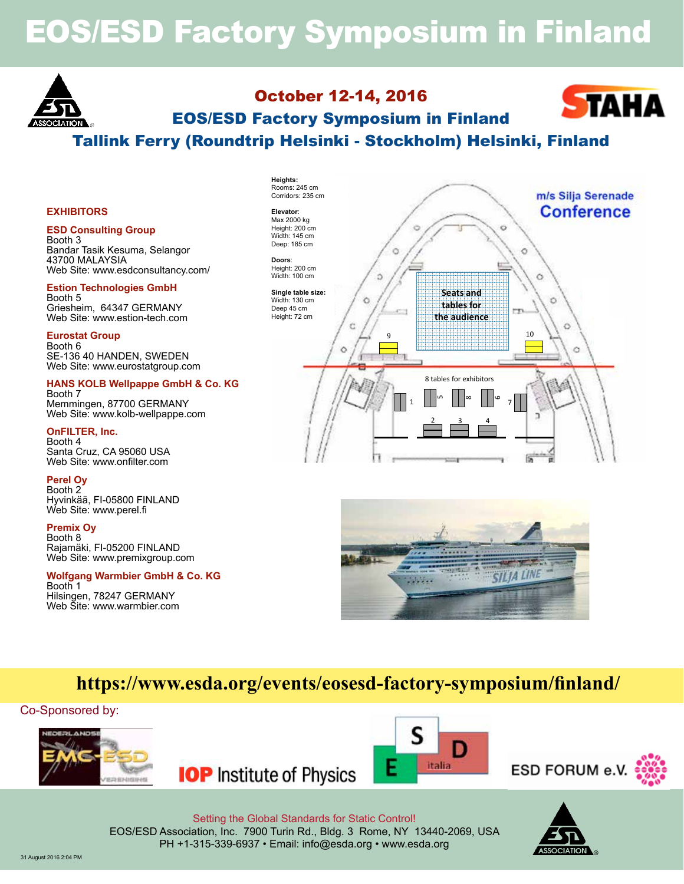# EOS/ESD Factory Symposium in Finland

## October 12-14, 2016

## EOS/ESD Factory Symposium in Finland

## Tallink Ferry (Roundtrip Helsinki - Stockholm) Helsinki, Finland

### EXHIBITORS

**ESD Consulting Group**
Booth 3
Bandar Tasik Kesuma, Selangor
43700 MALAYSIA
Web Site: www.esdconsultancy.com/

**Estion Technologies GmbH**
Booth 5
Griesheim, 64347 GERMANY
Web Site: www.estion-tech.com

**Eurostat Group**
Booth 6
SE-136 40 HANDEN, SWEDEN
Web Site: www.eurostatgroup.com

**HANS KOLB Wellpappe GmbH & Co. KG**
Booth 7
Memmingen, 87700 GERMANY
Web Site: www.kolb-wellpappe.com

**OnFILTER, Inc.**
Booth 4
Santa Cruz, CA 95060 USA
Web Site: www.onfilter.com

**Perel Oy**
Booth 2
Hyvinkää, FI-05800 FINLAND
Web Site: www.perel.fi

**Premix Oy**
Booth 8
Rajamäki, FI-05200 FINLAND
Web Site: www.premixgroup.com

**Wolfgang Warmbier GmbH & Co. KG**
Booth 1
Hilsingen, 78247 GERMANY
Web Site: www.warmbier.com

**Heights:**
Rooms: 245 cm
Corridors: 235 cm

**Elevator:**
Max 2000 kg
Height: 200 cm
Width: 145 cm
Deep: 185 cm

**Doors:**
Height: 200 cm
Width: 100 cm

**Single table size:**
Width: 130 cm
Deep 45 cm
Height: 72 cm

m/s Silja Serenade
Conference

Seats and tables for the audience

8 tables for exhibitors

**https://www.esda.org/events/eosesd-factory-symposium/finland/**

Co-Sponsored by:

Setting the Global Standards for Static Control!
EOS/ESD Association, Inc. 7900 Turin Rd., Bldg. 3 Rome, NY 13440-2069, USA
PH +1-315-339-6937 • Email: info@esda.org • www.esda.org

31 August 2016 2:04 PM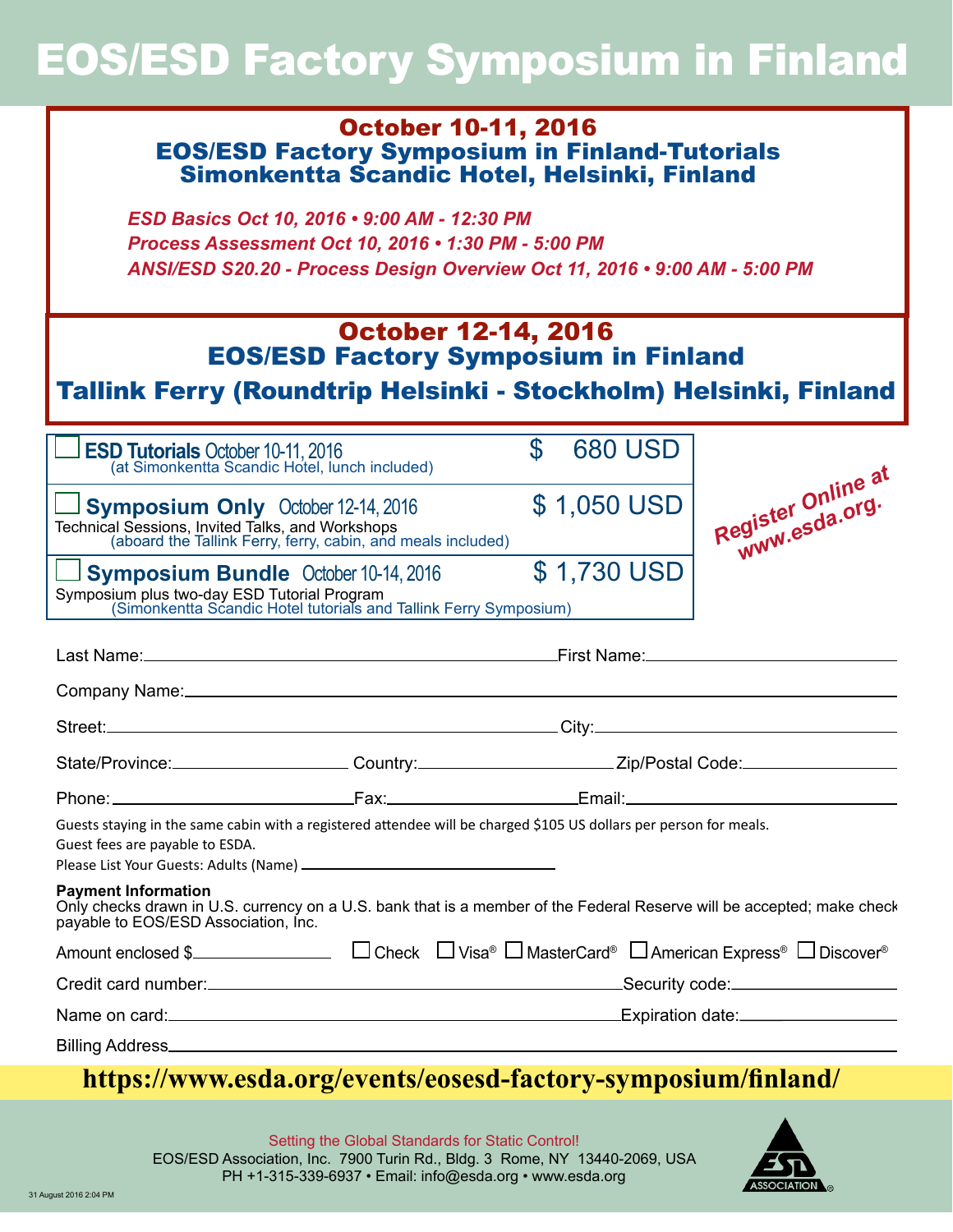# EOS/ESD Factory Symposium in Finland

## October 10-11, 2016

## EOS/ESD Factory Symposium in Finland-Tutorials

## Simonkentta Scandic Hotel, Helsinki, Finland

*ESD Basics Oct 10, 2016 • 9:00 AM - 12:30 PM*

*Process Assessment Oct 10, 2016 • 1:30 PM - 5:00 PM*

*ANSI/ESD S20.20 - Process Design Overview Oct 11, 2016 • 9:00 AM - 5:00 PM*

## October 12-14, 2016

## EOS/ESD Factory Symposium in Finland

## Tallink Ferry (Roundtrip Helsinki - Stockholm) Helsinki, Finland

| | |
|---|---|
| ☐ **ESD Tutorials** October 10-11, 2016 (at Simonkentta Scandic Hotel, lunch included) | $ 680 USD |
| ☐ **Symposium Only** October 12-14, 2016 Technical Sessions, Invited Talks, and Workshops (aboard the Tallink Ferry, ferry, cabin, and meals included) | $ 1,050 USD |
| ☐ **Symposium Bundle** October 10-14, 2016 Symposium plus two-day ESD Tutorial Program (Simonkentta Scandic Hotel tutorials and Tallink Ferry Symposium) | $ 1,730 USD |

**Register Online at www.esda.org.**

Last Name:\_\_\_\_\_\_\_\_\_\_ First Name:\_\_\_\_\_\_\_\_\_\_

Company Name:\_\_\_\_\_\_\_\_\_\_

Street:\_\_\_\_\_\_\_\_\_\_ City:\_\_\_\_\_\_\_\_\_\_

State/Province:\_\_\_\_\_\_\_\_\_\_ Country:\_\_\_\_\_\_\_\_\_\_ Zip/Postal Code:\_\_\_\_\_\_\_\_\_\_

Phone:\_\_\_\_\_\_\_\_\_\_ Fax:\_\_\_\_\_\_\_\_\_\_ Email:\_\_\_\_\_\_\_\_\_\_

Guests staying in the same cabin with a registered attendee will be charged $105 US dollars per person for meals.
Guest fees are payable to ESDA.
Please List Your Guests: Adults (Name) \_\_\_\_\_\_\_\_\_\_

**Payment Information**
Only checks drawn in U.S. currency on a U.S. bank that is a member of the Federal Reserve will be accepted; make check payable to EOS/ESD Association, Inc.

Amount enclosed $\_\_\_\_\_\_\_\_\_\_ ☐ Check ☐ Visa® ☐ MasterCard® ☐ American Express® ☐ Discover®

Credit card number:\_\_\_\_\_\_\_\_\_\_ Security code:\_\_\_\_\_\_\_\_\_\_

Name on card:\_\_\_\_\_\_\_\_\_\_ Expiration date:\_\_\_\_\_\_\_\_\_\_

Billing Address\_\_\_\_\_\_\_\_\_\_

**https://www.esda.org/events/eosesd-factory-symposium/finland/**

Setting the Global Standards for Static Control!
EOS/ESD Association, Inc. 7900 Turin Rd., Bldg. 3 Rome, NY 13440-2069, USA
PH +1-315-339-6937 • Email: info@esda.org • www.esda.org

31 August 2016 2:04 PM